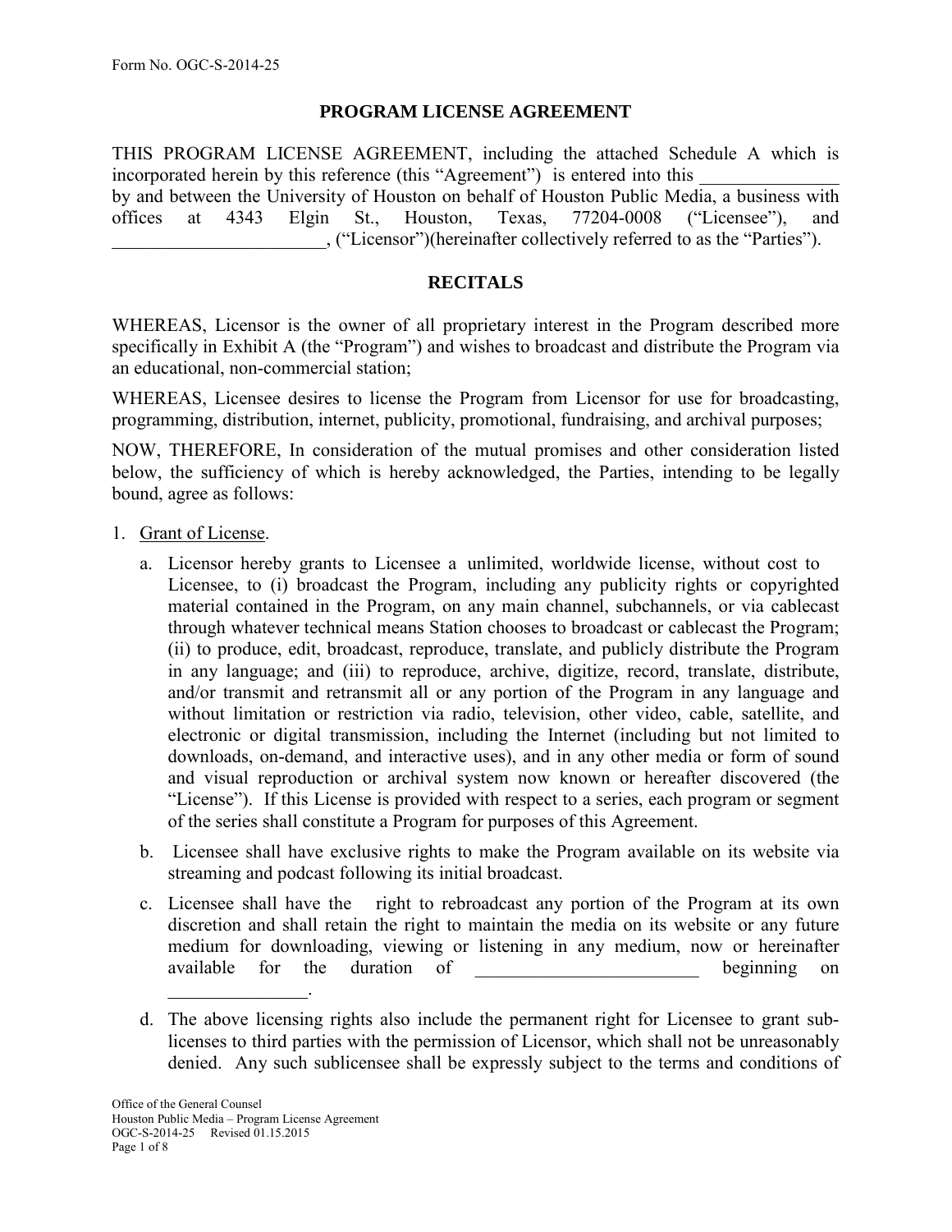Form No. OGC-S-2014-25

# PROGRAM LICENSE AGREEMENT

THIS PROGRAM LICENSE AGREEMENT, including the attached Schedule A which is incorporated herein by this reference (this "Agreement") is entered into this _______________ by and between the University of Houston on behalf of Houston Public Media, a business with offices at 4343 Elgin St., Houston, Texas, 77204-0008 ("Licensee"), and ________________________, ("Licensor")(hereinafter collectively referred to as the "Parties").

## RECITALS

WHEREAS, Licensor is the owner of all proprietary interest in the Program described more specifically in Exhibit A (the "Program") and wishes to broadcast and distribute the Program via an educational, non-commercial station;

WHEREAS, Licensee desires to license the Program from Licensor for use for broadcasting, programming, distribution, internet, publicity, promotional, fundraising, and archival purposes;

NOW, THEREFORE, In consideration of the mutual promises and other consideration listed below, the sufficiency of which is hereby acknowledged, the Parties, intending to be legally bound, agree as follows:

1. Grant of License.

   a. Licensor hereby grants to Licensee a unlimited, worldwide license, without cost to Licensee, to (i) broadcast the Program, including any publicity rights or copyrighted material contained in the Program, on any main channel, subchannels, or via cablecast through whatever technical means Station chooses to broadcast or cablecast the Program; (ii) to produce, edit, broadcast, reproduce, translate, and publicly distribute the Program in any language; and (iii) to reproduce, archive, digitize, record, translate, distribute, and/or transmit and retransmit all or any portion of the Program in any language and without limitation or restriction via radio, television, other video, cable, satellite, and electronic or digital transmission, including the Internet (including but not limited to downloads, on-demand, and interactive uses), and in any other media or form of sound and visual reproduction or archival system now known or hereafter discovered (the "License"). If this License is provided with respect to a series, each program or segment of the series shall constitute a Program for purposes of this Agreement.

   b. Licensee shall have exclusive rights to make the Program available on its website via streaming and podcast following its initial broadcast.

   c. Licensee shall have the right to rebroadcast any portion of the Program at its own discretion and shall retain the right to maintain the media on its website or any future medium for downloading, viewing or listening in any medium, now or hereinafter available for the duration of _________________________ beginning on _______________.

   d. The above licensing rights also include the permanent right for Licensee to grant sub-licenses to third parties with the permission of Licensor, which shall not be unreasonably denied. Any such sublicensee shall be expressly subject to the terms and conditions of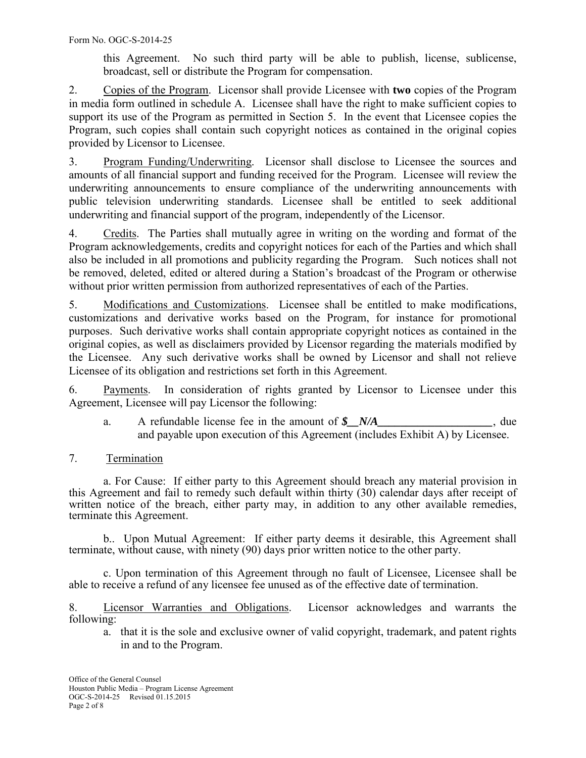this Agreement. No such third party will be able to publish, license, sublicense, broadcast, sell or distribute the Program for compensation.

2. Copies of the Program. Licensor shall provide Licensee with **two** copies of the Program in media form outlined in schedule A. Licensee shall have the right to make sufficient copies to support its use of the Program as permitted in Section 5. In the event that Licensee copies the Program, such copies shall contain such copyright notices as contained in the original copies provided by Licensor to Licensee.

3. Program Funding/Underwriting. Licensor shall disclose to Licensee the sources and amounts of all financial support and funding received for the Program. Licensee will review the underwriting announcements to ensure compliance of the underwriting announcements with public television underwriting standards. Licensee shall be entitled to seek additional underwriting and financial support of the program, independently of the Licensor.

4. Credits. The Parties shall mutually agree in writing on the wording and format of the Program acknowledgements, credits and copyright notices for each of the Parties and which shall also be included in all promotions and publicity regarding the Program. Such notices shall not be removed, deleted, edited or altered during a Station's broadcast of the Program or otherwise without prior written permission from authorized representatives of each of the Parties.

5. Modifications and Customizations. Licensee shall be entitled to make modifications, customizations and derivative works based on the Program, for instance for promotional purposes. Such derivative works shall contain appropriate copyright notices as contained in the original copies, as well as disclaimers provided by Licensor regarding the materials modified by the Licensee. Any such derivative works shall be owned by Licensor and shall not relieve Licensee of its obligation and restrictions set forth in this Agreement.

6. Payments. In consideration of rights granted by Licensor to Licensee under this Agreement, Licensee will pay Licensor the following:

   a. A refundable license fee in the amount of ***$__N/A____________________***, due and payable upon execution of this Agreement (includes Exhibit A) by Licensee.

7. Termination

a. For Cause: If either party to this Agreement should breach any material provision in this Agreement and fail to remedy such default within thirty (30) calendar days after receipt of written notice of the breach, either party may, in addition to any other available remedies, terminate this Agreement.

b.. Upon Mutual Agreement: If either party deems it desirable, this Agreement shall terminate, without cause, with ninety (90) days prior written notice to the other party.

c. Upon termination of this Agreement through no fault of Licensee, Licensee shall be able to receive a refund of any licensee fee unused as of the effective date of termination.

8. Licensor Warranties and Obligations. Licensor acknowledges and warrants the following:

   a. that it is the sole and exclusive owner of valid copyright, trademark, and patent rights in and to the Program.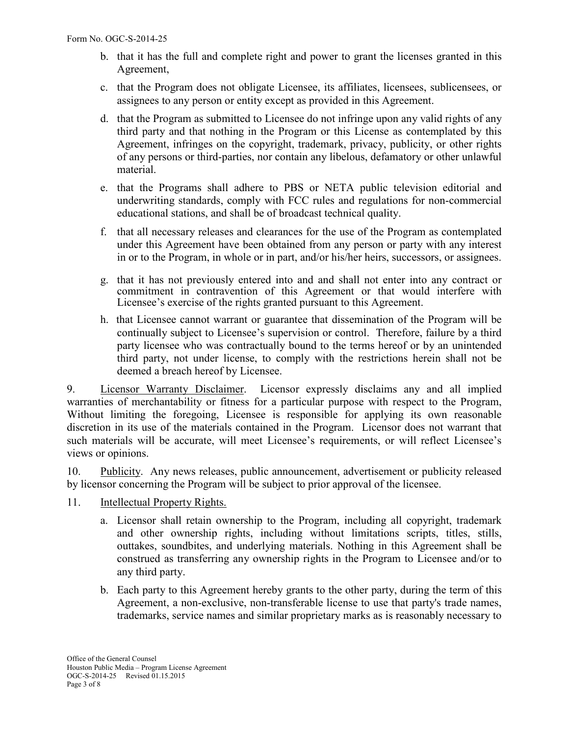b. that it has the full and complete right and power to grant the licenses granted in this Agreement,

c. that the Program does not obligate Licensee, its affiliates, licensees, sublicensees, or assignees to any person or entity except as provided in this Agreement.

d. that the Program as submitted to Licensee do not infringe upon any valid rights of any third party and that nothing in the Program or this License as contemplated by this Agreement, infringes on the copyright, trademark, privacy, publicity, or other rights of any persons or third-parties, nor contain any libelous, defamatory or other unlawful material.

e. that the Programs shall adhere to PBS or NETA public television editorial and underwriting standards, comply with FCC rules and regulations for non-commercial educational stations, and shall be of broadcast technical quality.

f. that all necessary releases and clearances for the use of the Program as contemplated under this Agreement have been obtained from any person or party with any interest in or to the Program, in whole or in part, and/or his/her heirs, successors, or assignees.

g. that it has not previously entered into and and shall not enter into any contract or commitment in contravention of this Agreement or that would interfere with Licensee's exercise of the rights granted pursuant to this Agreement.

h. that Licensee cannot warrant or guarantee that dissemination of the Program will be continually subject to Licensee's supervision or control. Therefore, failure by a third party licensee who was contractually bound to the terms hereof or by an unintended third party, not under license, to comply with the restrictions herein shall not be deemed a breach hereof by Licensee.

9. Licensor Warranty Disclaimer. Licensor expressly disclaims any and all implied warranties of merchantability or fitness for a particular purpose with respect to the Program, Without limiting the foregoing, Licensee is responsible for applying its own reasonable discretion in its use of the materials contained in the Program. Licensor does not warrant that such materials will be accurate, will meet Licensee's requirements, or will reflect Licensee's views or opinions.

10. Publicity. Any news releases, public announcement, advertisement or publicity released by licensor concerning the Program will be subject to prior approval of the licensee.

11. Intellectual Property Rights.

a. Licensor shall retain ownership to the Program, including all copyright, trademark and other ownership rights, including without limitations scripts, titles, stills, outtakes, soundbites, and underlying materials. Nothing in this Agreement shall be construed as transferring any ownership rights in the Program to Licensee and/or to any third party.

b. Each party to this Agreement hereby grants to the other party, during the term of this Agreement, a non-exclusive, non-transferable license to use that party's trade names, trademarks, service names and similar proprietary marks as is reasonably necessary to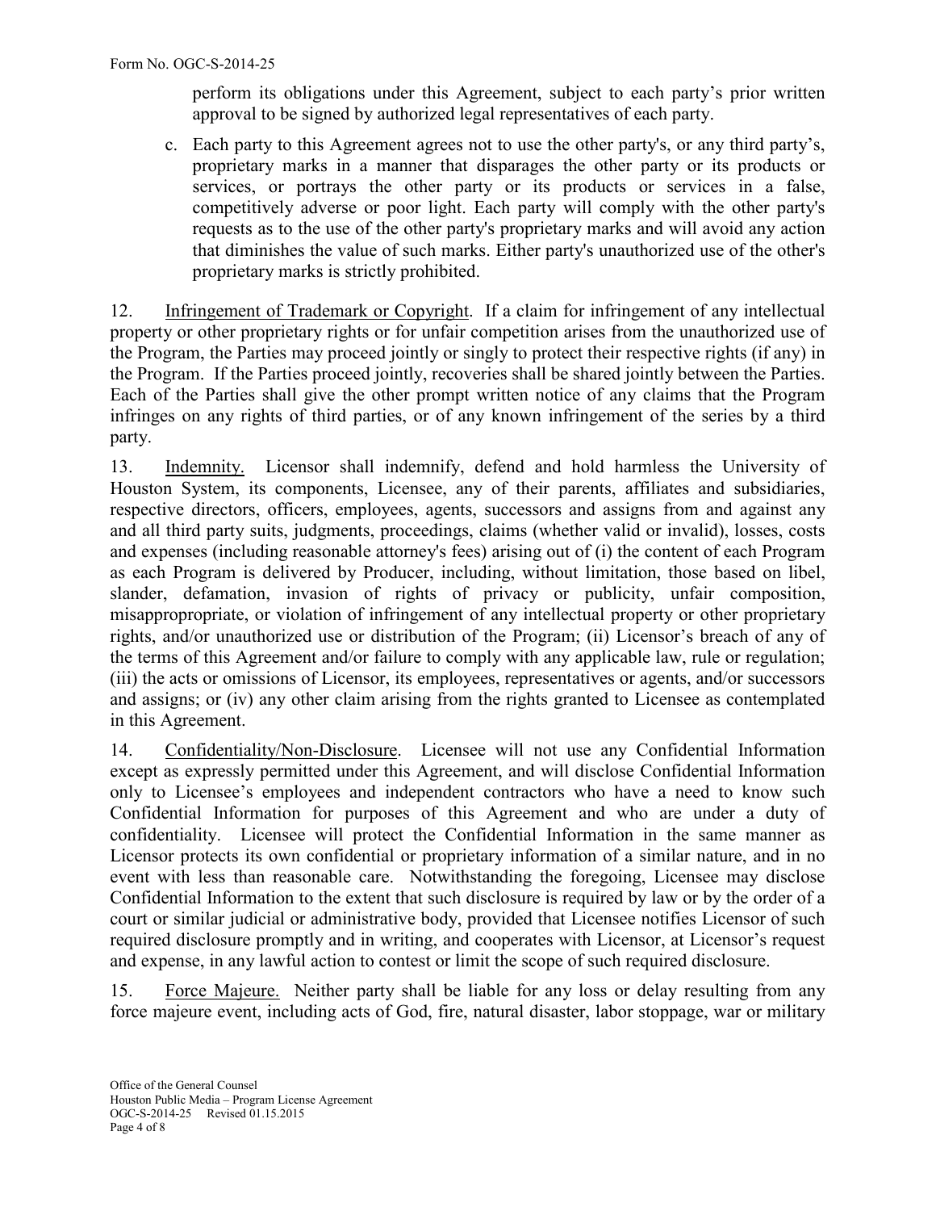perform its obligations under this Agreement, subject to each party's prior written approval to be signed by authorized legal representatives of each party.

c. Each party to this Agreement agrees not to use the other party's, or any third party's, proprietary marks in a manner that disparages the other party or its products or services, or portrays the other party or its products or services in a false, competitively adverse or poor light. Each party will comply with the other party's requests as to the use of the other party's proprietary marks and will avoid any action that diminishes the value of such marks. Either party's unauthorized use of the other's proprietary marks is strictly prohibited.

12. Infringement of Trademark or Copyright. If a claim for infringement of any intellectual property or other proprietary rights or for unfair competition arises from the unauthorized use of the Program, the Parties may proceed jointly or singly to protect their respective rights (if any) in the Program. If the Parties proceed jointly, recoveries shall be shared jointly between the Parties. Each of the Parties shall give the other prompt written notice of any claims that the Program infringes on any rights of third parties, or of any known infringement of the series by a third party.

13. Indemnity. Licensor shall indemnify, defend and hold harmless the University of Houston System, its components, Licensee, any of their parents, affiliates and subsidiaries, respective directors, officers, employees, agents, successors and assigns from and against any and all third party suits, judgments, proceedings, claims (whether valid or invalid), losses, costs and expenses (including reasonable attorney's fees) arising out of (i) the content of each Program as each Program is delivered by Producer, including, without limitation, those based on libel, slander, defamation, invasion of rights of privacy or publicity, unfair composition, misapproprropriate, or violation of infringement of any intellectual property or other proprietary rights, and/or unauthorized use or distribution of the Program; (ii) Licensor's breach of any of the terms of this Agreement and/or failure to comply with any applicable law, rule or regulation; (iii) the acts or omissions of Licensor, its employees, representatives or agents, and/or successors and assigns; or (iv) any other claim arising from the rights granted to Licensee as contemplated in this Agreement.

14. Confidentiality/Non-Disclosure. Licensee will not use any Confidential Information except as expressly permitted under this Agreement, and will disclose Confidential Information only to Licensee's employees and independent contractors who have a need to know such Confidential Information for purposes of this Agreement and who are under a duty of confidentiality. Licensee will protect the Confidential Information in the same manner as Licensor protects its own confidential or proprietary information of a similar nature, and in no event with less than reasonable care. Notwithstanding the foregoing, Licensee may disclose Confidential Information to the extent that such disclosure is required by law or by the order of a court or similar judicial or administrative body, provided that Licensee notifies Licensor of such required disclosure promptly and in writing, and cooperates with Licensor, at Licensor's request and expense, in any lawful action to contest or limit the scope of such required disclosure.

15. Force Majeure. Neither party shall be liable for any loss or delay resulting from any force majeure event, including acts of God, fire, natural disaster, labor stoppage, war or military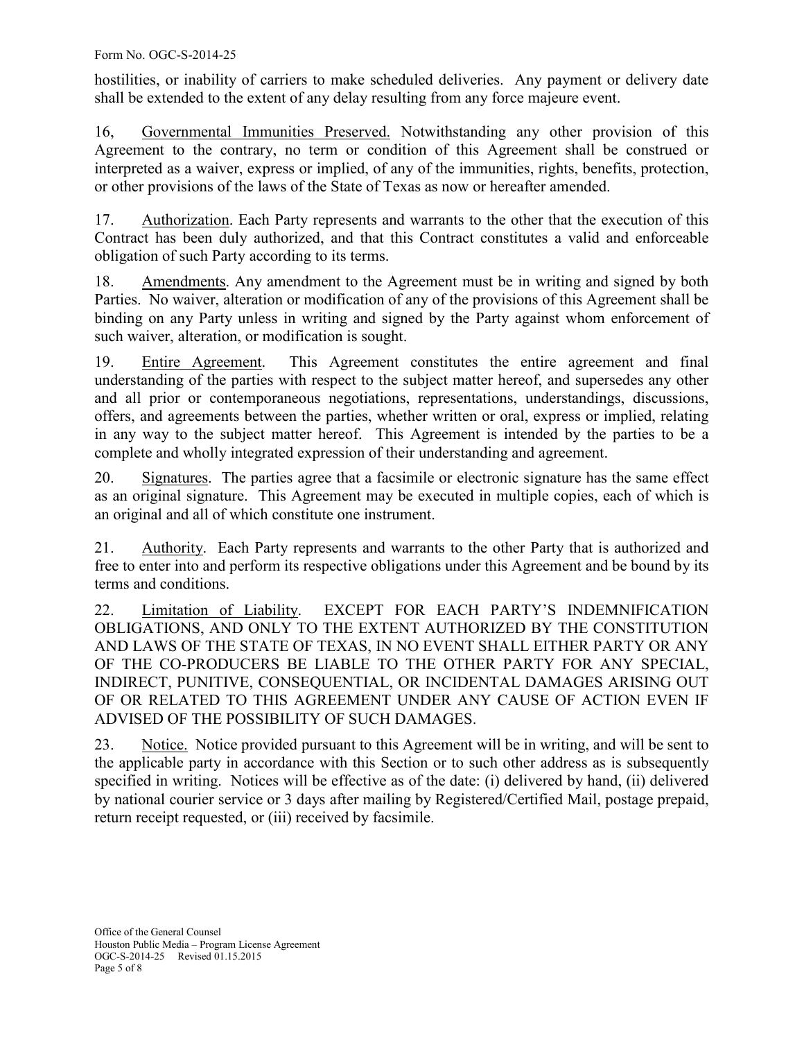hostilities, or inability of carriers to make scheduled deliveries. Any payment or delivery date shall be extended to the extent of any delay resulting from any force majeure event.

16, Governmental Immunities Preserved. Notwithstanding any other provision of this Agreement to the contrary, no term or condition of this Agreement shall be construed or interpreted as a waiver, express or implied, of any of the immunities, rights, benefits, protection, or other provisions of the laws of the State of Texas as now or hereafter amended.

17. Authorization. Each Party represents and warrants to the other that the execution of this Contract has been duly authorized, and that this Contract constitutes a valid and enforceable obligation of such Party according to its terms.

18. Amendments. Any amendment to the Agreement must be in writing and signed by both Parties. No waiver, alteration or modification of any of the provisions of this Agreement shall be binding on any Party unless in writing and signed by the Party against whom enforcement of such waiver, alteration, or modification is sought.

19. Entire Agreement. This Agreement constitutes the entire agreement and final understanding of the parties with respect to the subject matter hereof, and supersedes any other and all prior or contemporaneous negotiations, representations, understandings, discussions, offers, and agreements between the parties, whether written or oral, express or implied, relating in any way to the subject matter hereof. This Agreement is intended by the parties to be a complete and wholly integrated expression of their understanding and agreement.

20. Signatures. The parties agree that a facsimile or electronic signature has the same effect as an original signature. This Agreement may be executed in multiple copies, each of which is an original and all of which constitute one instrument.

21. Authority. Each Party represents and warrants to the other Party that is authorized and free to enter into and perform its respective obligations under this Agreement and be bound by its terms and conditions.

22. Limitation of Liability. EXCEPT FOR EACH PARTY'S INDEMNIFICATION OBLIGATIONS, AND ONLY TO THE EXTENT AUTHORIZED BY THE CONSTITUTION AND LAWS OF THE STATE OF TEXAS, IN NO EVENT SHALL EITHER PARTY OR ANY OF THE CO-PRODUCERS BE LIABLE TO THE OTHER PARTY FOR ANY SPECIAL, INDIRECT, PUNITIVE, CONSEQUENTIAL, OR INCIDENTAL DAMAGES ARISING OUT OF OR RELATED TO THIS AGREEMENT UNDER ANY CAUSE OF ACTION EVEN IF ADVISED OF THE POSSIBILITY OF SUCH DAMAGES.

23. Notice. Notice provided pursuant to this Agreement will be in writing, and will be sent to the applicable party in accordance with this Section or to such other address as is subsequently specified in writing. Notices will be effective as of the date: (i) delivered by hand, (ii) delivered by national courier service or 3 days after mailing by Registered/Certified Mail, postage prepaid, return receipt requested, or (iii) received by facsimile.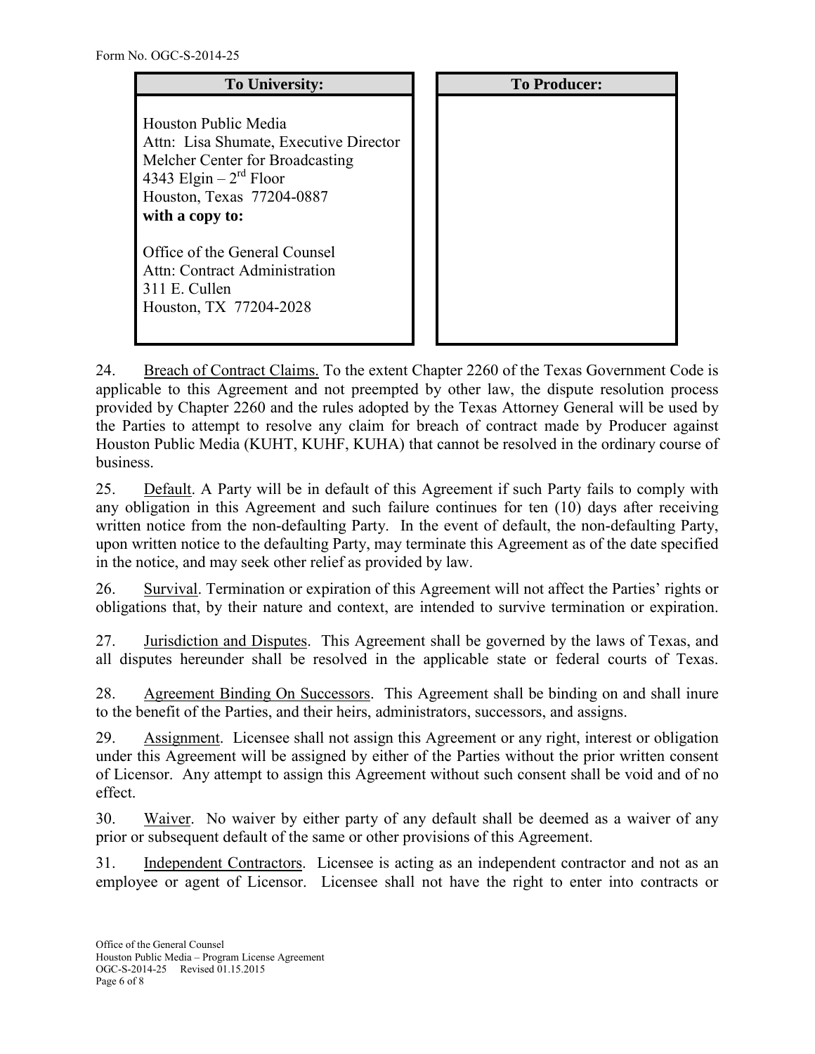| To University: | To Producer: |
| --- | --- |
| Houston Public Media<br>Attn: Lisa Shumate, Executive Director<br>Melcher Center for Broadcasting<br>4343 Elgin – 2nd Floor<br>Houston, Texas 77204-0887<br>**with a copy to:**<br><br>Office of the General Counsel<br>Attn: Contract Administration<br>311 E. Cullen<br>Houston, TX 77204-2028 | |

24. Breach of Contract Claims. To the extent Chapter 2260 of the Texas Government Code is applicable to this Agreement and not preempted by other law, the dispute resolution process provided by Chapter 2260 and the rules adopted by the Texas Attorney General will be used by the Parties to attempt to resolve any claim for breach of contract made by Producer against Houston Public Media (KUHT, KUHF, KUHA) that cannot be resolved in the ordinary course of business.

25. Default. A Party will be in default of this Agreement if such Party fails to comply with any obligation in this Agreement and such failure continues for ten (10) days after receiving written notice from the non-defaulting Party. In the event of default, the non-defaulting Party, upon written notice to the defaulting Party, may terminate this Agreement as of the date specified in the notice, and may seek other relief as provided by law.

26. Survival. Termination or expiration of this Agreement will not affect the Parties' rights or obligations that, by their nature and context, are intended to survive termination or expiration.

27. Jurisdiction and Disputes. This Agreement shall be governed by the laws of Texas, and all disputes hereunder shall be resolved in the applicable state or federal courts of Texas.

28. Agreement Binding On Successors. This Agreement shall be binding on and shall inure to the benefit of the Parties, and their heirs, administrators, successors, and assigns.

29. Assignment. Licensee shall not assign this Agreement or any right, interest or obligation under this Agreement will be assigned by either of the Parties without the prior written consent of Licensor. Any attempt to assign this Agreement without such consent shall be void and of no effect.

30. Waiver. No waiver by either party of any default shall be deemed as a waiver of any prior or subsequent default of the same or other provisions of this Agreement.

31. Independent Contractors. Licensee is acting as an independent contractor and not as an employee or agent of Licensor. Licensee shall not have the right to enter into contracts or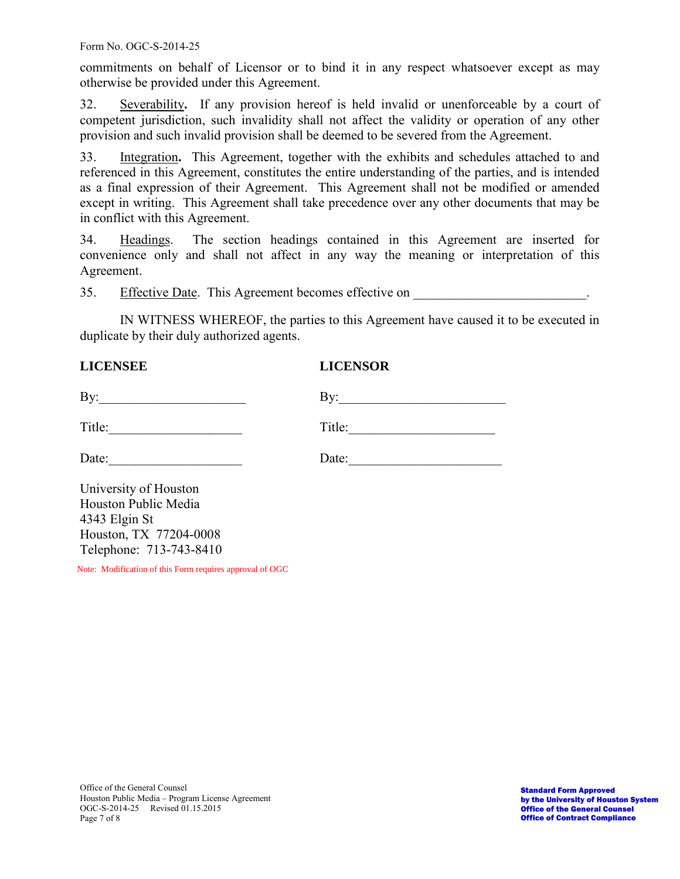commitments on behalf of Licensor or to bind it in any respect whatsoever except as may otherwise be provided under this Agreement.

32. Severability**.** If any provision hereof is held invalid or unenforceable by a court of competent jurisdiction, such invalidity shall not affect the validity or operation of any other provision and such invalid provision shall be deemed to be severed from the Agreement.

33. Integration**.** This Agreement, together with the exhibits and schedules attached to and referenced in this Agreement, constitutes the entire understanding of the parties, and is intended as a final expression of their Agreement. This Agreement shall not be modified or amended except in writing. This Agreement shall take precedence over any other documents that may be in conflict with this Agreement.

34. Headings. The section headings contained in this Agreement are inserted for convenience only and shall not affect in any way the meaning or interpretation of this Agreement.

35. Effective Date. This Agreement becomes effective on _________________________.

IN WITNESS WHEREOF, the parties to this Agreement have caused it to be executed in duplicate by their duly authorized agents.

| **LICENSEE** | **LICENSOR** |
|---|---|
| By:_____________________ | By:________________________ |
| Title:___________________ | Title:_____________________ |
| Date:___________________ | Date:______________________ |

University of Houston
Houston Public Media
4343 Elgin St
Houston, TX 77204-0008
Telephone: 713-743-8410

Note: Modification of this Form requires approval of OGC

Office of the General Counsel
Houston Public Media – Program License Agreement
OGC-S-2014-25 Revised 01.15.2015

**Standard Form Approved by the University of Houston System Office of the General Counsel Office of Contract Compliance**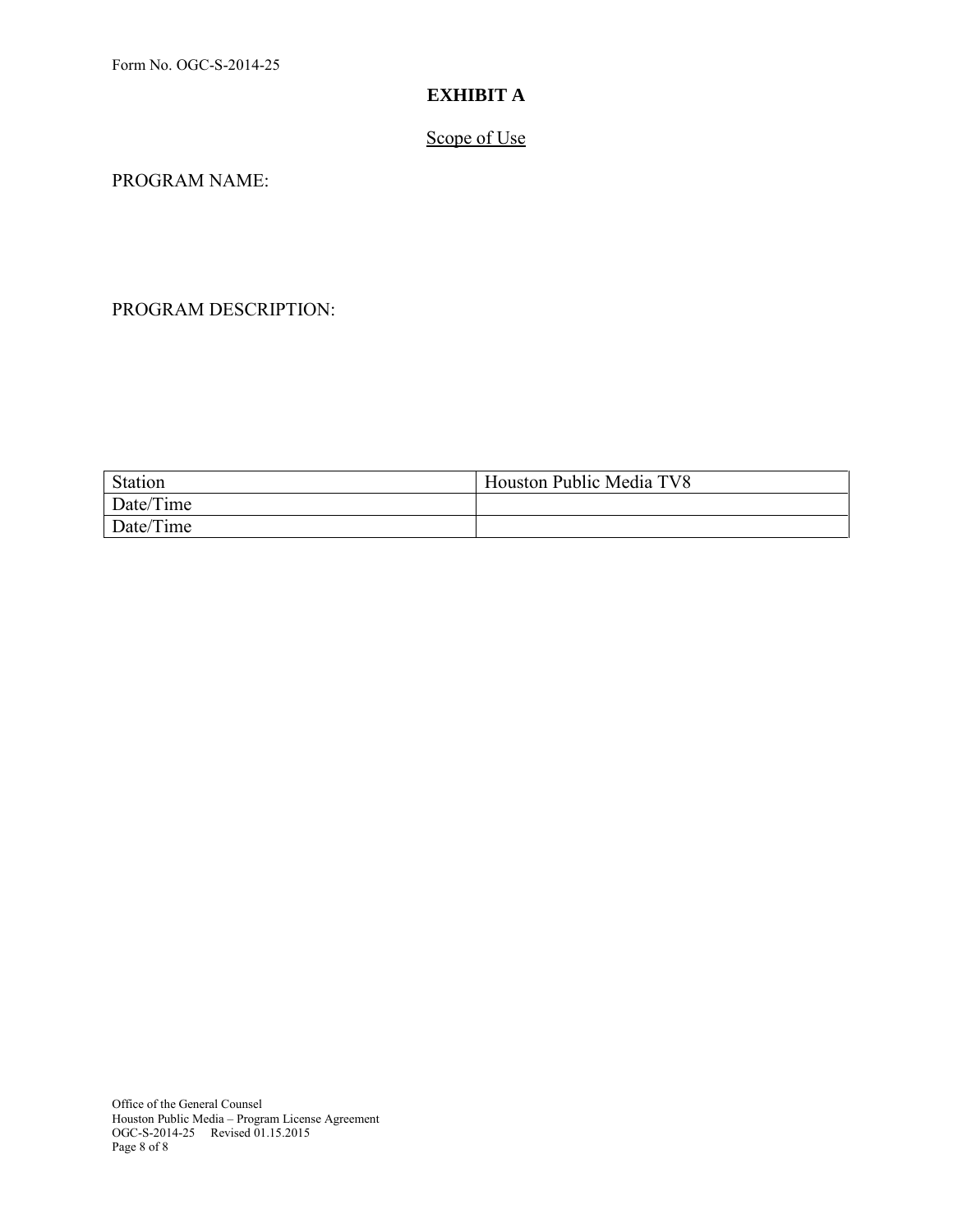# EXHIBIT A

Scope of Use

PROGRAM NAME:

PROGRAM DESCRIPTION:

| | |
|---|---|
| Station | Houston Public Media TV8 |
| Date/Time | |
| Date/Time | |